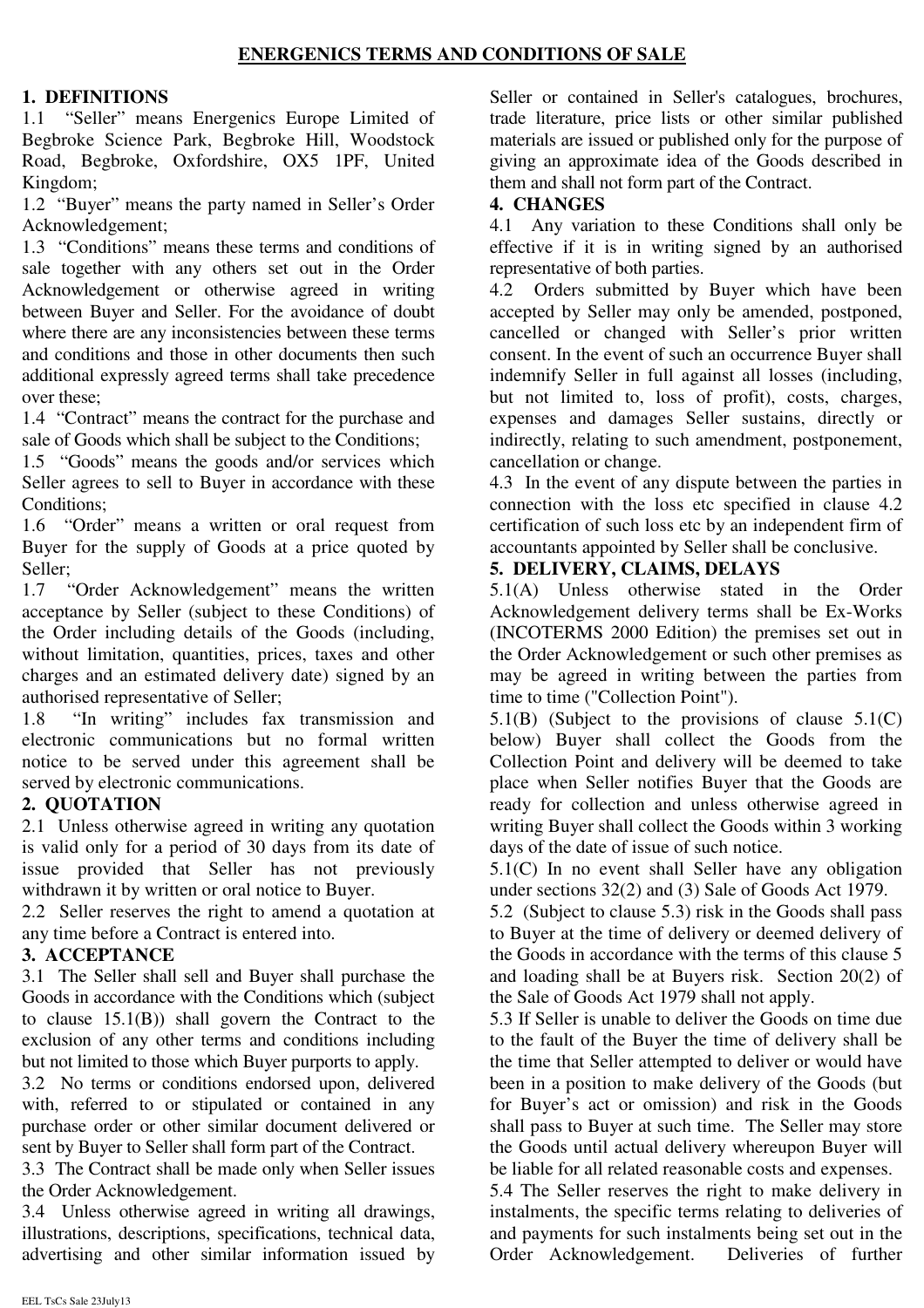# ENERGENICS TERMS AND CONDITIONS OF SALE

## 1. DEFINITIONS

1.1 "Seller" means Energenics Europe Limited of Begbroke Science Park, Begbroke Hill, Woodstock Road, Begbroke, Oxfordshire, OX5 1PF, United Kingdom;

1.2 "Buyer" means the party named in Seller's Order Acknowledgement;

1.3 "Conditions" means these terms and conditions of sale together with any others set out in the Order Acknowledgement or otherwise agreed in writing between Buyer and Seller. For the avoidance of doubt where there are any inconsistencies between these terms and conditions and those in other documents then such additional expressly agreed terms shall take precedence over these;

1.4 "Contract" means the contract for the purchase and sale of Goods which shall be subject to the Conditions;

1.5 "Goods" means the goods and/or services which Seller agrees to sell to Buyer in accordance with these Conditions;

1.6 "Order" means a written or oral request from Buyer for the supply of Goods at a price quoted by Seller;

1.7 "Order Acknowledgement" means the written acceptance by Seller (subject to these Conditions) of the Order including details of the Goods (including, without limitation, quantities, prices, taxes and other charges and an estimated delivery date) signed by an authorised representative of Seller;

1.8 "In writing" includes fax transmission and electronic communications but no formal written notice to be served under this agreement shall be served by electronic communications.

## 2. QUOTATION

2.1 Unless otherwise agreed in writing any quotation is valid only for a period of 30 days from its date of issue provided that Seller has not previously withdrawn it by written or oral notice to Buyer.

2.2 Seller reserves the right to amend a quotation at any time before a Contract is entered into.

## 3. ACCEPTANCE

3.1 The Seller shall sell and Buyer shall purchase the Goods in accordance with the Conditions which (subject to clause 15.1(B)) shall govern the Contract to the exclusion of any other terms and conditions including but not limited to those which Buyer purports to apply.

3.2 No terms or conditions endorsed upon, delivered with, referred to or stipulated or contained in any purchase order or other similar document delivered or sent by Buyer to Seller shall form part of the Contract.

3.3 The Contract shall be made only when Seller issues the Order Acknowledgement.

3.4 Unless otherwise agreed in writing all drawings, illustrations, descriptions, specifications, technical data, advertising and other similar information issued by Seller or contained in Seller's catalogues, brochures, trade literature, price lists or other similar published materials are issued or published only for the purpose of giving an approximate idea of the Goods described in them and shall not form part of the Contract.

## 4. CHANGES

4.1 Any variation to these Conditions shall only be effective if it is in writing signed by an authorised representative of both parties.

4.2 Orders submitted by Buyer which have been accepted by Seller may only be amended, postponed, cancelled or changed with Seller's prior written consent. In the event of such an occurrence Buyer shall indemnify Seller in full against all losses (including, but not limited to, loss of profit), costs, charges, expenses and damages Seller sustains, directly or indirectly, relating to such amendment, postponement, cancellation or change.

4.3 In the event of any dispute between the parties in connection with the loss etc specified in clause 4.2 certification of such loss etc by an independent firm of accountants appointed by Seller shall be conclusive.

## 5. DELIVERY, CLAIMS, DELAYS

5.1(A) Unless otherwise stated in the Order Acknowledgement delivery terms shall be Ex-Works (INCOTERMS 2000 Edition) the premises set out in the Order Acknowledgement or such other premises as may be agreed in writing between the parties from time to time ("Collection Point").

5.1(B) (Subject to the provisions of clause 5.1(C) below) Buyer shall collect the Goods from the Collection Point and delivery will be deemed to take place when Seller notifies Buyer that the Goods are ready for collection and unless otherwise agreed in writing Buyer shall collect the Goods within 3 working days of the date of issue of such notice.

5.1(C) In no event shall Seller have any obligation under sections 32(2) and (3) Sale of Goods Act 1979.

5.2 (Subject to clause 5.3) risk in the Goods shall pass to Buyer at the time of delivery or deemed delivery of the Goods in accordance with the terms of this clause 5 and loading shall be at Buyers risk. Section 20(2) of the Sale of Goods Act 1979 shall not apply.

5.3 If Seller is unable to deliver the Goods on time due to the fault of the Buyer the time of delivery shall be the time that Seller attempted to deliver or would have been in a position to make delivery of the Goods (but for Buyer's act or omission) and risk in the Goods shall pass to Buyer at such time. The Seller may store the Goods until actual delivery whereupon Buyer will be liable for all related reasonable costs and expenses.

5.4 The Seller reserves the right to make delivery in instalments, the specific terms relating to deliveries of and payments for such instalments being set out in the Order Acknowledgement. Deliveries of further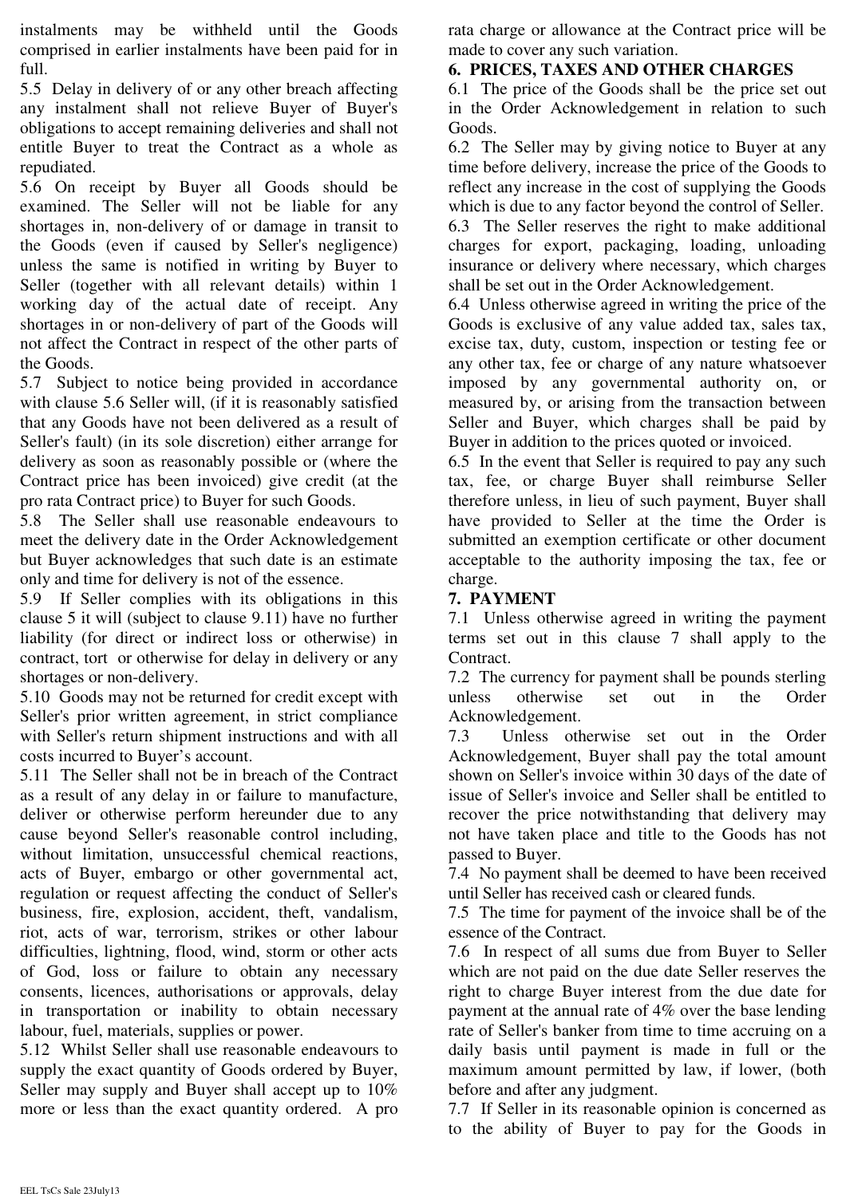instalments may be withheld until the Goods comprised in earlier instalments have been paid for in full.

5.5 Delay in delivery of or any other breach affecting any instalment shall not relieve Buyer of Buyer's obligations to accept remaining deliveries and shall not entitle Buyer to treat the Contract as a whole as repudiated.

5.6 On receipt by Buyer all Goods should be examined. The Seller will not be liable for any shortages in, non-delivery of or damage in transit to the Goods (even if caused by Seller's negligence) unless the same is notified in writing by Buyer to Seller (together with all relevant details) within 1 working day of the actual date of receipt. Any shortages in or non-delivery of part of the Goods will not affect the Contract in respect of the other parts of the Goods.

5.7 Subject to notice being provided in accordance with clause 5.6 Seller will, (if it is reasonably satisfied that any Goods have not been delivered as a result of Seller's fault) (in its sole discretion) either arrange for delivery as soon as reasonably possible or (where the Contract price has been invoiced) give credit (at the pro rata Contract price) to Buyer for such Goods.

5.8 The Seller shall use reasonable endeavours to meet the delivery date in the Order Acknowledgement but Buyer acknowledges that such date is an estimate only and time for delivery is not of the essence.

5.9 If Seller complies with its obligations in this clause 5 it will (subject to clause 9.11) have no further liability (for direct or indirect loss or otherwise) in contract, tort or otherwise for delay in delivery or any shortages or non-delivery.

5.10 Goods may not be returned for credit except with Seller's prior written agreement, in strict compliance with Seller's return shipment instructions and with all costs incurred to Buyer's account.

5.11 The Seller shall not be in breach of the Contract as a result of any delay in or failure to manufacture, deliver or otherwise perform hereunder due to any cause beyond Seller's reasonable control including, without limitation, unsuccessful chemical reactions, acts of Buyer, embargo or other governmental act, regulation or request affecting the conduct of Seller's business, fire, explosion, accident, theft, vandalism, riot, acts of war, terrorism, strikes or other labour difficulties, lightning, flood, wind, storm or other acts of God, loss or failure to obtain any necessary consents, licences, authorisations or approvals, delay in transportation or inability to obtain necessary labour, fuel, materials, supplies or power.

5.12 Whilst Seller shall use reasonable endeavours to supply the exact quantity of Goods ordered by Buyer, Seller may supply and Buyer shall accept up to 10% more or less than the exact quantity ordered. A pro rata charge or allowance at the Contract price will be made to cover any such variation.

## 6. PRICES, TAXES AND OTHER CHARGES

6.1 The price of the Goods shall be the price set out in the Order Acknowledgement in relation to such Goods.

6.2 The Seller may by giving notice to Buyer at any time before delivery, increase the price of the Goods to reflect any increase in the cost of supplying the Goods which is due to any factor beyond the control of Seller.

6.3 The Seller reserves the right to make additional charges for export, packaging, loading, unloading insurance or delivery where necessary, which charges shall be set out in the Order Acknowledgement.

6.4 Unless otherwise agreed in writing the price of the Goods is exclusive of any value added tax, sales tax, excise tax, duty, custom, inspection or testing fee or any other tax, fee or charge of any nature whatsoever imposed by any governmental authority on, or measured by, or arising from the transaction between Seller and Buyer, which charges shall be paid by Buyer in addition to the prices quoted or invoiced.

6.5 In the event that Seller is required to pay any such tax, fee, or charge Buyer shall reimburse Seller therefore unless, in lieu of such payment, Buyer shall have provided to Seller at the time the Order is submitted an exemption certificate or other document acceptable to the authority imposing the tax, fee or charge.

## 7. PAYMENT

7.1 Unless otherwise agreed in writing the payment terms set out in this clause 7 shall apply to the Contract.

7.2 The currency for payment shall be pounds sterling unless otherwise set out in the Order Acknowledgement.

7.3 Unless otherwise set out in the Order Acknowledgement, Buyer shall pay the total amount shown on Seller's invoice within 30 days of the date of issue of Seller's invoice and Seller shall be entitled to recover the price notwithstanding that delivery may not have taken place and title to the Goods has not passed to Buyer.

7.4 No payment shall be deemed to have been received until Seller has received cash or cleared funds.

7.5 The time for payment of the invoice shall be of the essence of the Contract.

7.6 In respect of all sums due from Buyer to Seller which are not paid on the due date Seller reserves the right to charge Buyer interest from the due date for payment at the annual rate of 4% over the base lending rate of Seller's banker from time to time accruing on a daily basis until payment is made in full or the maximum amount permitted by law, if lower, (both before and after any judgment.

7.7 If Seller in its reasonable opinion is concerned as to the ability of Buyer to pay for the Goods in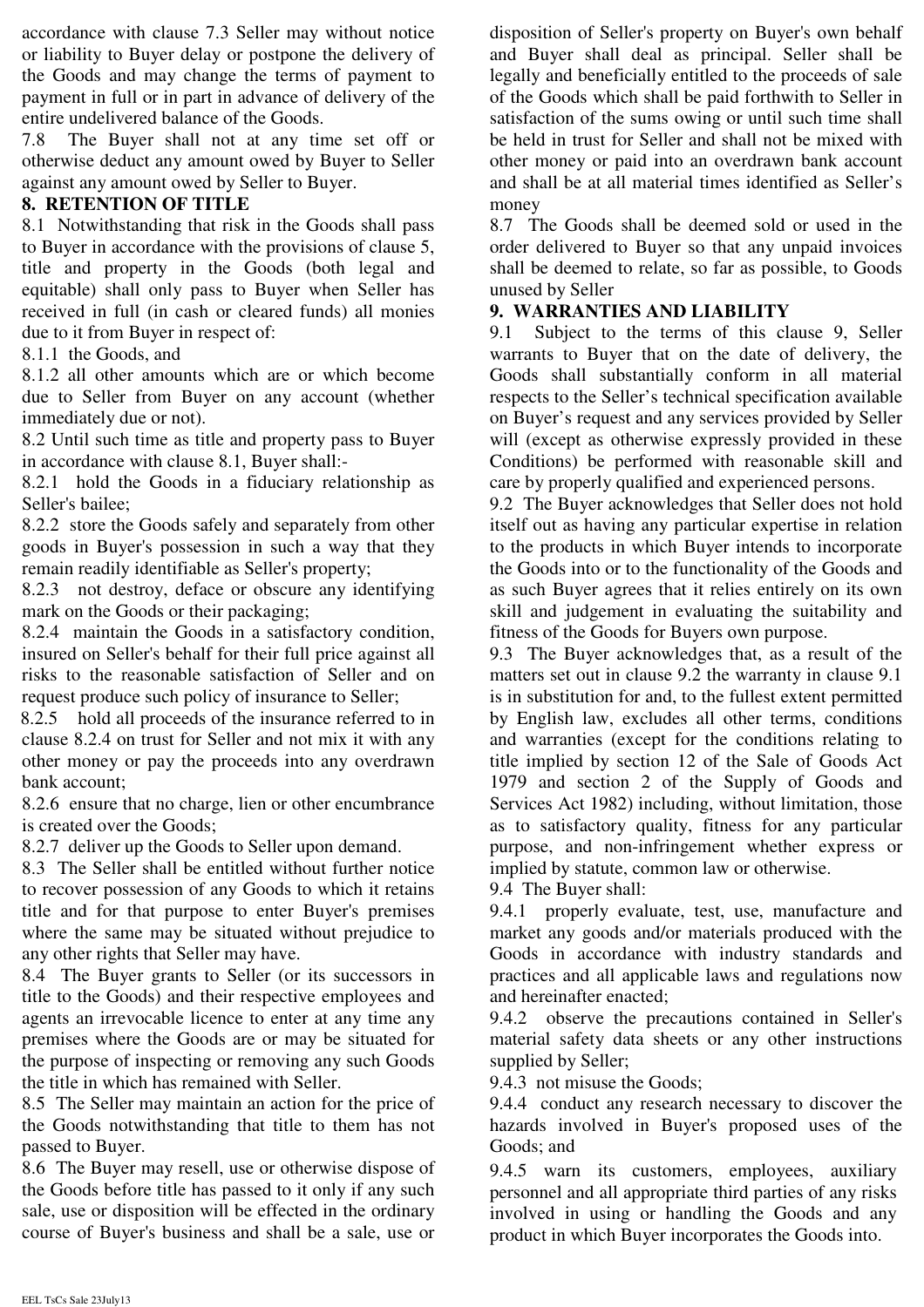accordance with clause 7.3 Seller may without notice or liability to Buyer delay or postpone the delivery of the Goods and may change the terms of payment to payment in full or in part in advance of delivery of the entire undelivered balance of the Goods.

7.8 The Buyer shall not at any time set off or otherwise deduct any amount owed by Buyer to Seller against any amount owed by Seller to Buyer.

## 8. RETENTION OF TITLE

8.1 Notwithstanding that risk in the Goods shall pass to Buyer in accordance with the provisions of clause 5, title and property in the Goods (both legal and equitable) shall only pass to Buyer when Seller has received in full (in cash or cleared funds) all monies due to it from Buyer in respect of:

8.1.1 the Goods, and

8.1.2 all other amounts which are or which become due to Seller from Buyer on any account (whether immediately due or not).

8.2 Until such time as title and property pass to Buyer in accordance with clause 8.1, Buyer shall:-

8.2.1 hold the Goods in a fiduciary relationship as Seller's bailee;

8.2.2 store the Goods safely and separately from other goods in Buyer's possession in such a way that they remain readily identifiable as Seller's property;

8.2.3 not destroy, deface or obscure any identifying mark on the Goods or their packaging;

8.2.4 maintain the Goods in a satisfactory condition, insured on Seller's behalf for their full price against all risks to the reasonable satisfaction of Seller and on request produce such policy of insurance to Seller;

8.2.5 hold all proceeds of the insurance referred to in clause 8.2.4 on trust for Seller and not mix it with any other money or pay the proceeds into any overdrawn bank account;

8.2.6 ensure that no charge, lien or other encumbrance is created over the Goods;

8.2.7 deliver up the Goods to Seller upon demand.

8.3 The Seller shall be entitled without further notice to recover possession of any Goods to which it retains title and for that purpose to enter Buyer's premises where the same may be situated without prejudice to any other rights that Seller may have.

8.4 The Buyer grants to Seller (or its successors in title to the Goods) and their respective employees and agents an irrevocable licence to enter at any time any premises where the Goods are or may be situated for the purpose of inspecting or removing any such Goods the title in which has remained with Seller.

8.5 The Seller may maintain an action for the price of the Goods notwithstanding that title to them has not passed to Buyer.

8.6 The Buyer may resell, use or otherwise dispose of the Goods before title has passed to it only if any such sale, use or disposition will be effected in the ordinary course of Buyer's business and shall be a sale, use or disposition of Seller's property on Buyer's own behalf and Buyer shall deal as principal. Seller shall be legally and beneficially entitled to the proceeds of sale of the Goods which shall be paid forthwith to Seller in satisfaction of the sums owing or until such time shall be held in trust for Seller and shall not be mixed with other money or paid into an overdrawn bank account and shall be at all material times identified as Seller's money

8.7 The Goods shall be deemed sold or used in the order delivered to Buyer so that any unpaid invoices shall be deemed to relate, so far as possible, to Goods unused by Seller

## 9. WARRANTIES AND LIABILITY

9.1 Subject to the terms of this clause 9, Seller warrants to Buyer that on the date of delivery, the Goods shall substantially conform in all material respects to the Seller's technical specification available on Buyer's request and any services provided by Seller will (except as otherwise expressly provided in these Conditions) be performed with reasonable skill and care by properly qualified and experienced persons.

9.2 The Buyer acknowledges that Seller does not hold itself out as having any particular expertise in relation to the products in which Buyer intends to incorporate the Goods into or to the functionality of the Goods and as such Buyer agrees that it relies entirely on its own skill and judgement in evaluating the suitability and fitness of the Goods for Buyers own purpose.

9.3 The Buyer acknowledges that, as a result of the matters set out in clause 9.2 the warranty in clause 9.1 is in substitution for and, to the fullest extent permitted by English law, excludes all other terms, conditions and warranties (except for the conditions relating to title implied by section 12 of the Sale of Goods Act 1979 and section 2 of the Supply of Goods and Services Act 1982) including, without limitation, those as to satisfactory quality, fitness for any particular purpose, and non-infringement whether express or implied by statute, common law or otherwise.

9.4 The Buyer shall:

9.4.1 properly evaluate, test, use, manufacture and market any goods and/or materials produced with the Goods in accordance with industry standards and practices and all applicable laws and regulations now and hereinafter enacted;

9.4.2 observe the precautions contained in Seller's material safety data sheets or any other instructions supplied by Seller;

9.4.3 not misuse the Goods;

9.4.4 conduct any research necessary to discover the hazards involved in Buyer's proposed uses of the Goods; and

9.4.5 warn its customers, employees, auxiliary personnel and all appropriate third parties of any risks involved in using or handling the Goods and any product in which Buyer incorporates the Goods into.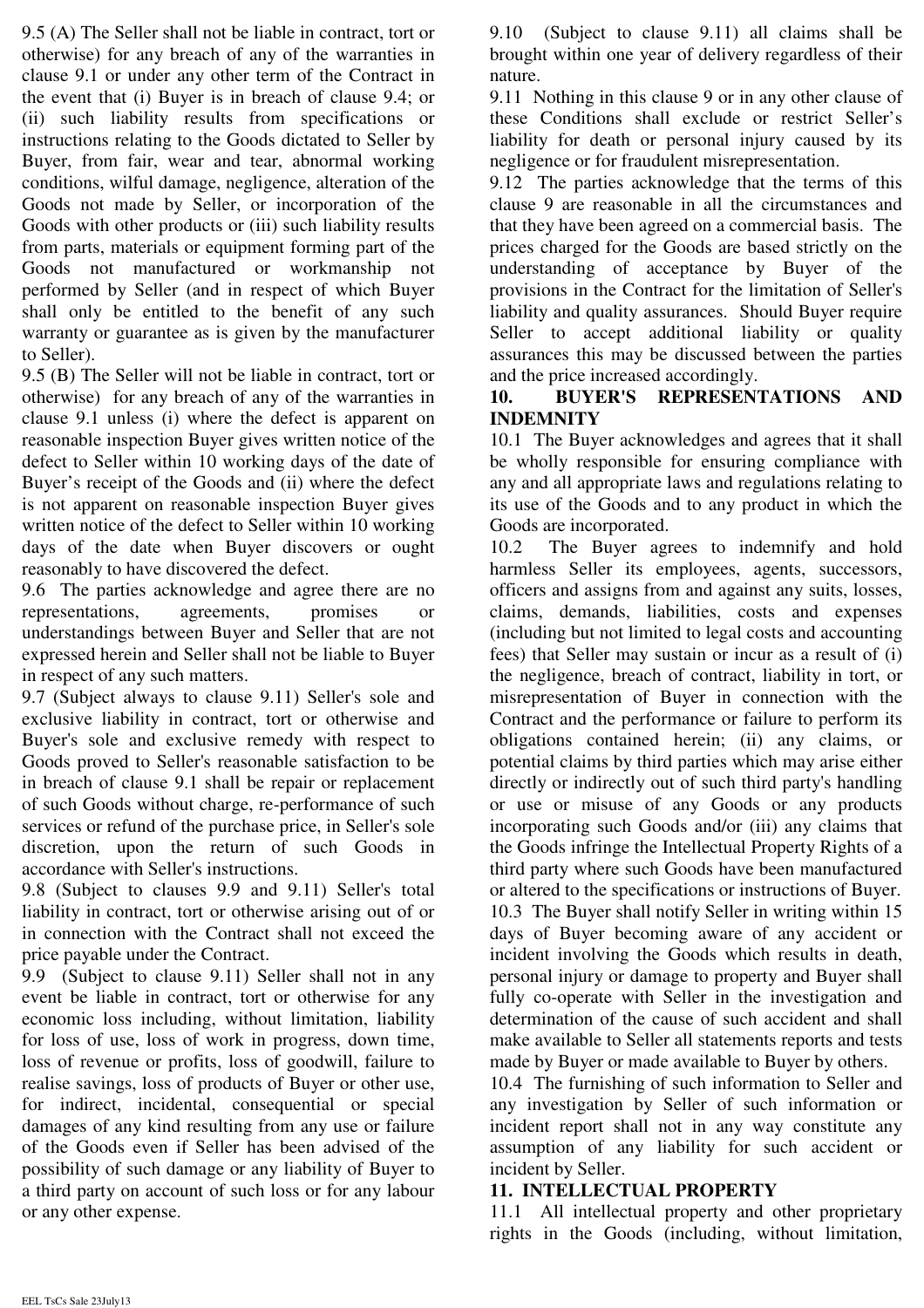9.5 (A) The Seller shall not be liable in contract, tort or otherwise) for any breach of any of the warranties in clause 9.1 or under any other term of the Contract in the event that (i) Buyer is in breach of clause 9.4; or (ii) such liability results from specifications or instructions relating to the Goods dictated to Seller by Buyer, from fair, wear and tear, abnormal working conditions, wilful damage, negligence, alteration of the Goods not made by Seller, or incorporation of the Goods with other products or (iii) such liability results from parts, materials or equipment forming part of the Goods not manufactured or workmanship not performed by Seller (and in respect of which Buyer shall only be entitled to the benefit of any such warranty or guarantee as is given by the manufacturer to Seller).

9.5 (B) The Seller will not be liable in contract, tort or otherwise) for any breach of any of the warranties in clause 9.1 unless (i) where the defect is apparent on reasonable inspection Buyer gives written notice of the defect to Seller within 10 working days of the date of Buyer's receipt of the Goods and (ii) where the defect is not apparent on reasonable inspection Buyer gives written notice of the defect to Seller within 10 working days of the date when Buyer discovers or ought reasonably to have discovered the defect.

9.6 The parties acknowledge and agree there are no representations, agreements, promises or understandings between Buyer and Seller that are not expressed herein and Seller shall not be liable to Buyer in respect of any such matters.

9.7 (Subject always to clause 9.11) Seller's sole and exclusive liability in contract, tort or otherwise and Buyer's sole and exclusive remedy with respect to Goods proved to Seller's reasonable satisfaction to be in breach of clause 9.1 shall be repair or replacement of such Goods without charge, re-performance of such services or refund of the purchase price, in Seller's sole discretion, upon the return of such Goods in accordance with Seller's instructions.

9.8 (Subject to clauses 9.9 and 9.11) Seller's total liability in contract, tort or otherwise arising out of or in connection with the Contract shall not exceed the price payable under the Contract.

9.9 (Subject to clause 9.11) Seller shall not in any event be liable in contract, tort or otherwise for any economic loss including, without limitation, liability for loss of use, loss of work in progress, down time, loss of revenue or profits, loss of goodwill, failure to realise savings, loss of products of Buyer or other use, for indirect, incidental, consequential or special damages of any kind resulting from any use or failure of the Goods even if Seller has been advised of the possibility of such damage or any liability of Buyer to a third party on account of such loss or for any labour or any other expense.

9.10 (Subject to clause 9.11) all claims shall be brought within one year of delivery regardless of their nature.

9.11 Nothing in this clause 9 or in any other clause of these Conditions shall exclude or restrict Seller's liability for death or personal injury caused by its negligence or for fraudulent misrepresentation.

9.12 The parties acknowledge that the terms of this clause 9 are reasonable in all the circumstances and that they have been agreed on a commercial basis. The prices charged for the Goods are based strictly on the understanding of acceptance by Buyer of the provisions in the Contract for the limitation of Seller's liability and quality assurances. Should Buyer require Seller to accept additional liability or quality assurances this may be discussed between the parties and the price increased accordingly.

## 10. BUYER'S REPRESENTATIONS AND INDEMNITY

10.1 The Buyer acknowledges and agrees that it shall be wholly responsible for ensuring compliance with any and all appropriate laws and regulations relating to its use of the Goods and to any product in which the Goods are incorporated.

10.2 The Buyer agrees to indemnify and hold harmless Seller its employees, agents, successors, officers and assigns from and against any suits, losses, claims, demands, liabilities, costs and expenses (including but not limited to legal costs and accounting fees) that Seller may sustain or incur as a result of (i) the negligence, breach of contract, liability in tort, or misrepresentation of Buyer in connection with the Contract and the performance or failure to perform its obligations contained herein; (ii) any claims, or potential claims by third parties which may arise either directly or indirectly out of such third party's handling or use or misuse of any Goods or any products incorporating such Goods and/or (iii) any claims that the Goods infringe the Intellectual Property Rights of a third party where such Goods have been manufactured or altered to the specifications or instructions of Buyer.

10.3 The Buyer shall notify Seller in writing within 15 days of Buyer becoming aware of any accident or incident involving the Goods which results in death, personal injury or damage to property and Buyer shall fully co-operate with Seller in the investigation and determination of the cause of such accident and shall make available to Seller all statements reports and tests made by Buyer or made available to Buyer by others.

10.4 The furnishing of such information to Seller and any investigation by Seller of such information or incident report shall not in any way constitute any assumption of any liability for such accident or incident by Seller.

## 11. INTELLECTUAL PROPERTY

11.1 All intellectual property and other proprietary rights in the Goods (including, without limitation,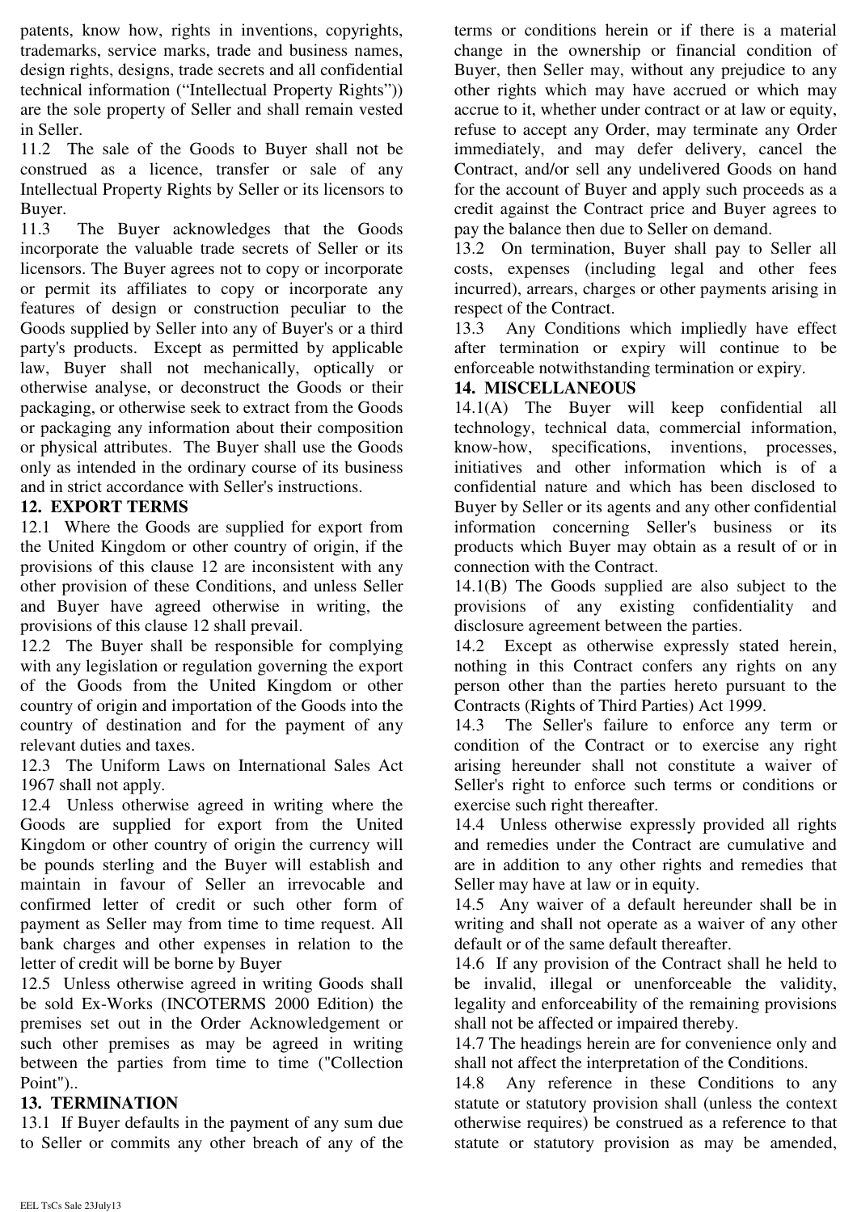patents, know how, rights in inventions, copyrights, trademarks, service marks, trade and business names, design rights, designs, trade secrets and all confidential technical information ("Intellectual Property Rights")) are the sole property of Seller and shall remain vested in Seller.

11.2 The sale of the Goods to Buyer shall not be construed as a licence, transfer or sale of any Intellectual Property Rights by Seller or its licensors to Buyer.

11.3 The Buyer acknowledges that the Goods incorporate the valuable trade secrets of Seller or its licensors. The Buyer agrees not to copy or incorporate or permit its affiliates to copy or incorporate any features of design or construction peculiar to the Goods supplied by Seller into any of Buyer's or a third party's products. Except as permitted by applicable law, Buyer shall not mechanically, optically or otherwise analyse, or deconstruct the Goods or their packaging, or otherwise seek to extract from the Goods or packaging any information about their composition or physical attributes. The Buyer shall use the Goods only as intended in the ordinary course of its business and in strict accordance with Seller's instructions.

## 12. EXPORT TERMS

12.1 Where the Goods are supplied for export from the United Kingdom or other country of origin, if the provisions of this clause 12 are inconsistent with any other provision of these Conditions, and unless Seller and Buyer have agreed otherwise in writing, the provisions of this clause 12 shall prevail.

12.2 The Buyer shall be responsible for complying with any legislation or regulation governing the export of the Goods from the United Kingdom or other country of origin and importation of the Goods into the country of destination and for the payment of any relevant duties and taxes.

12.3 The Uniform Laws on International Sales Act 1967 shall not apply.

12.4 Unless otherwise agreed in writing where the Goods are supplied for export from the United Kingdom or other country of origin the currency will be pounds sterling and the Buyer will establish and maintain in favour of Seller an irrevocable and confirmed letter of credit or such other form of payment as Seller may from time to time request. All bank charges and other expenses in relation to the letter of credit will be borne by Buyer

12.5 Unless otherwise agreed in writing Goods shall be sold Ex-Works (INCOTERMS 2000 Edition) the premises set out in the Order Acknowledgement or such other premises as may be agreed in writing between the parties from time to time ("Collection Point")..

## 13. TERMINATION

13.1 If Buyer defaults in the payment of any sum due to Seller or commits any other breach of any of the terms or conditions herein or if there is a material change in the ownership or financial condition of Buyer, then Seller may, without any prejudice to any other rights which may have accrued or which may accrue to it, whether under contract or at law or equity, refuse to accept any Order, may terminate any Order immediately, and may defer delivery, cancel the Contract, and/or sell any undelivered Goods on hand for the account of Buyer and apply such proceeds as a credit against the Contract price and Buyer agrees to pay the balance then due to Seller on demand.

13.2 On termination, Buyer shall pay to Seller all costs, expenses (including legal and other fees incurred), arrears, charges or other payments arising in respect of the Contract.

13.3 Any Conditions which impliedly have effect after termination or expiry will continue to be enforceable notwithstanding termination or expiry.

## 14. MISCELLANEOUS

14.1(A) The Buyer will keep confidential all technology, technical data, commercial information, know-how, specifications, inventions, processes, initiatives and other information which is of a confidential nature and which has been disclosed to Buyer by Seller or its agents and any other confidential information concerning Seller's business or its products which Buyer may obtain as a result of or in connection with the Contract.

14.1(B) The Goods supplied are also subject to the provisions of any existing confidentiality and disclosure agreement between the parties.

14.2 Except as otherwise expressly stated herein, nothing in this Contract confers any rights on any person other than the parties hereto pursuant to the Contracts (Rights of Third Parties) Act 1999.

14.3 The Seller's failure to enforce any term or condition of the Contract or to exercise any right arising hereunder shall not constitute a waiver of Seller's right to enforce such terms or conditions or exercise such right thereafter.

14.4 Unless otherwise expressly provided all rights and remedies under the Contract are cumulative and are in addition to any other rights and remedies that Seller may have at law or in equity.

14.5 Any waiver of a default hereunder shall be in writing and shall not operate as a waiver of any other default or of the same default thereafter.

14.6 If any provision of the Contract shall he held to be invalid, illegal or unenforceable the validity, legality and enforceability of the remaining provisions shall not be affected or impaired thereby.

14.7 The headings herein are for convenience only and shall not affect the interpretation of the Conditions.

14.8 Any reference in these Conditions to any statute or statutory provision shall (unless the context otherwise requires) be construed as a reference to that statute or statutory provision as may be amended,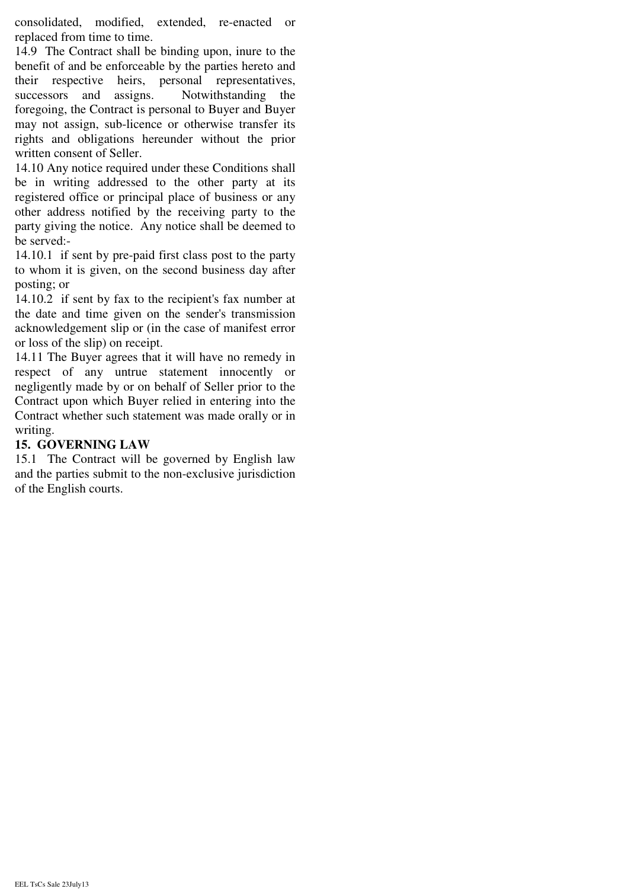consolidated, modified, extended, re-enacted or replaced from time to time.

14.9 The Contract shall be binding upon, inure to the benefit of and be enforceable by the parties hereto and their respective heirs, personal representatives, successors and assigns. Notwithstanding the foregoing, the Contract is personal to Buyer and Buyer may not assign, sub-licence or otherwise transfer its rights and obligations hereunder without the prior written consent of Seller.

14.10 Any notice required under these Conditions shall be in writing addressed to the other party at its registered office or principal place of business or any other address notified by the receiving party to the party giving the notice. Any notice shall be deemed to be served:-

14.10.1 if sent by pre-paid first class post to the party to whom it is given, on the second business day after posting; or

14.10.2 if sent by fax to the recipient's fax number at the date and time given on the sender's transmission acknowledgement slip or (in the case of manifest error or loss of the slip) on receipt.

14.11 The Buyer agrees that it will have no remedy in respect of any untrue statement innocently or negligently made by or on behalf of Seller prior to the Contract upon which Buyer relied in entering into the Contract whether such statement was made orally or in writing.

**15. GOVERNING LAW**

15.1 The Contract will be governed by English law and the parties submit to the non-exclusive jurisdiction of the English courts.